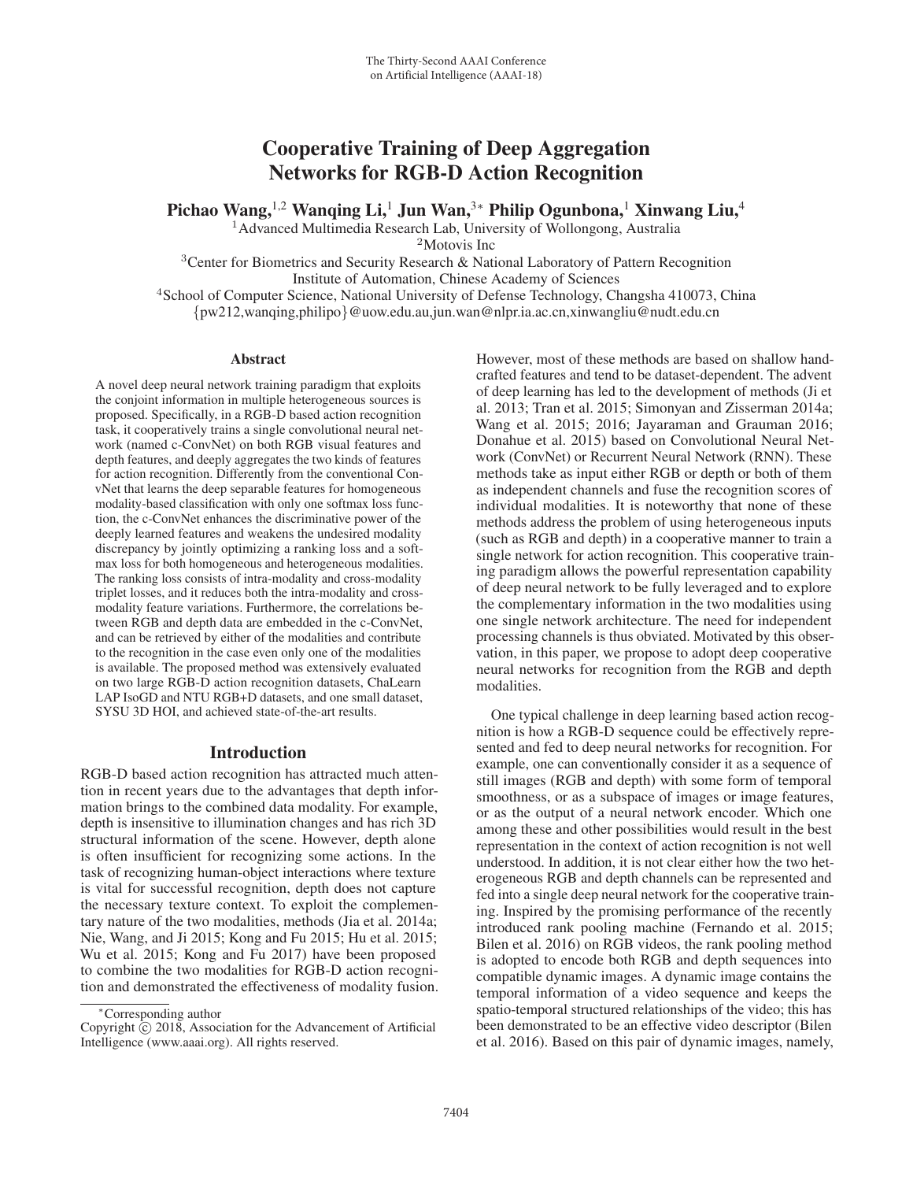# Cooperative Training of Deep Aggregation Networks for RGB-D Action Recognition

**Pichao Wang,**[1,2] **Wanqing Li,**[1] **Jun Wan,**[3*] **Philip Ogunbona,**[1] **Xinwang Liu,**[4]

[1]Advanced Multimedia Research Lab, University of Wollongong, Australia
[2]Motovis Inc
[3]Center for Biometrics and Security Research & National Laboratory of Pattern Recognition
Institute of Automation, Chinese Academy of Sciences
[4]School of Computer Science, National University of Defense Technology, Changsha 410073, China
{pw212,wanqing,philipo}@uow.edu.au,jun.wan@nlpr.ia.ac.cn,xinwangliu@nudt.edu.cn

## Abstract

A novel deep neural network training paradigm that exploits the conjoint information in multiple heterogeneous sources is proposed. Specifically, in a RGB-D based action recognition task, it cooperatively trains a single convolutional neural network (named c-ConvNet) on both RGB visual features and depth features, and deeply aggregates the two kinds of features for action recognition. Differently from the conventional ConvNet that learns the deep separable features for homogeneous modality-based classification with only one softmax loss function, the c-ConvNet enhances the discriminative power of the deeply learned features and weakens the undesired modality discrepancy by jointly optimizing a ranking loss and a softmax loss for both homogeneous and heterogeneous modalities. The ranking loss consists of intra-modality and cross-modality triplet losses, and it reduces both the intra-modality and cross-modality feature variations. Furthermore, the correlations between RGB and depth data are embedded in the c-ConvNet, and can be retrieved by either of the modalities and contribute to the recognition in the case even only one of the modalities is available. The proposed method was extensively evaluated on two large RGB-D action recognition datasets, ChaLearn LAP IsoGD and NTU RGB+D datasets, and one small dataset, SYSU 3D HOI, and achieved state-of-the-art results.

## Introduction

RGB-D based action recognition has attracted much attention in recent years due to the advantages that depth information brings to the combined data modality. For example, depth is insensitive to illumination changes and has rich 3D structural information of the scene. However, depth alone is often insufficient for recognizing some actions. In the task of recognizing human-object interactions where texture is vital for successful recognition, depth does not capture the necessary texture context. To exploit the complementary nature of the two modalities, methods (Jia et al. 2014a; Nie, Wang, and Ji 2015; Kong and Fu 2015; Hu et al. 2015; Wu et al. 2015; Kong and Fu 2017) have been proposed to combine the two modalities for RGB-D action recognition and demonstrated the effectiveness of modality fusion. However, most of these methods are based on shallow hand-crafted features and tend to be dataset-dependent. The advent of deep learning has led to the development of methods (Ji et al. 2013; Tran et al. 2015; Simonyan and Zisserman 2014a; Wang et al. 2015; 2016; Jayaraman and Grauman 2016; Donahue et al. 2015) based on Convolutional Neural Network (ConvNet) or Recurrent Neural Network (RNN). These methods take as input either RGB or depth or both of them as independent channels and fuse the recognition scores of individual modalities. It is noteworthy that none of these methods address the problem of using heterogeneous inputs (such as RGB and depth) in a cooperative manner to train a single network for action recognition. This cooperative training paradigm allows the powerful representation capability of deep neural network to be fully leveraged and to explore the complementary information in the two modalities using one single network architecture. The need for independent processing channels is thus obviated. Motivated by this observation, in this paper, we propose to adopt deep cooperative neural networks for recognition from the RGB and depth modalities.

One typical challenge in deep learning based action recognition is how a RGB-D sequence could be effectively represented and fed to deep neural networks for recognition. For example, one can conventionally consider it as a sequence of still images (RGB and depth) with some form of temporal smoothness, or as a subspace of images or image features, or as the output of a neural network encoder. Which one among these and other possibilities would result in the best representation in the context of action recognition is not well understood. In addition, it is not clear either how the two heterogeneous RGB and depth channels can be represented and fed into a single deep neural network for the cooperative training. Inspired by the promising performance of the recently introduced rank pooling machine (Fernando et al. 2015; Bilen et al. 2016) on RGB videos, the rank pooling method is adopted to encode both RGB and depth sequences into compatible dynamic images. A dynamic image contains the temporal information of a video sequence and keeps the spatio-temporal structured relationships of the video; this has been demonstrated to be an effective video descriptor (Bilen et al. 2016). Based on this pair of dynamic images, namely,

*Corresponding author
Copyright © 2018, Association for the Advancement of Artificial Intelligence (www.aaai.org). All rights reserved.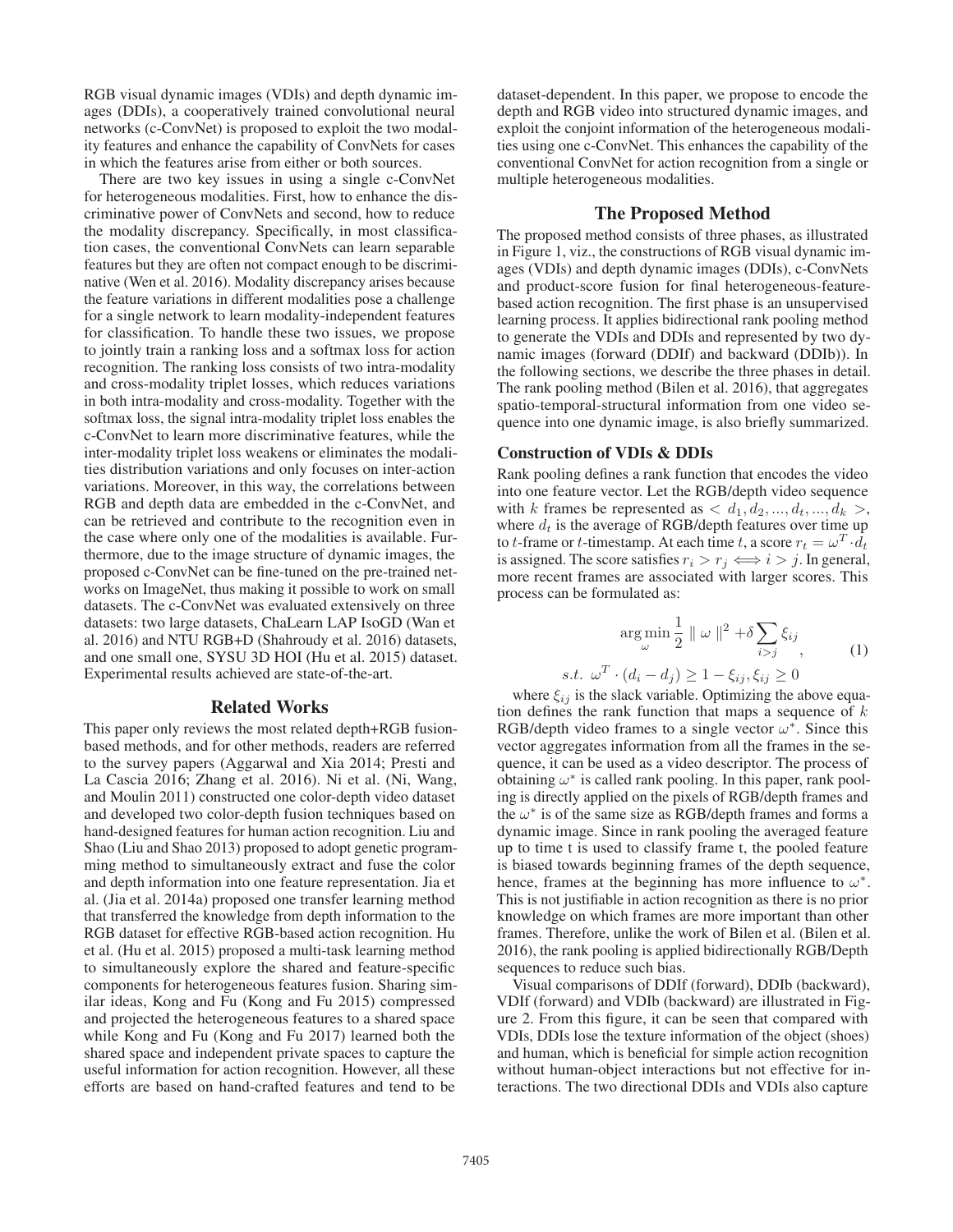RGB visual dynamic images (VDIs) and depth dynamic images (DDIs), a cooperatively trained convolutional neural networks (c-ConvNet) is proposed to exploit the two modality features and enhance the capability of ConvNets for cases in which the features arise from either or both sources.

There are two key issues in using a single c-ConvNet for heterogeneous modalities. First, how to enhance the discriminative power of ConvNets and second, how to reduce the modality discrepancy. Specifically, in most classification cases, the conventional ConvNets can learn separable features but they are often not compact enough to be discriminative (Wen et al. 2016). Modality discrepancy arises because the feature variations in different modalities pose a challenge for a single network to learn modality-independent features for classification. To handle these two issues, we propose to jointly train a ranking loss and a softmax loss for action recognition. The ranking loss consists of two intra-modality and cross-modality triplet losses, which reduces variations in both intra-modality and cross-modality. Together with the softmax loss, the signal intra-modality triplet loss enables the c-ConvNet to learn more discriminative features, while the inter-modality triplet loss weakens or eliminates the modalities distribution variations and only focuses on inter-action variations. Moreover, in this way, the correlations between RGB and depth data are embedded in the c-ConvNet, and can be retrieved and contribute to the recognition even in the case where only one of the modalities is available. Furthermore, due to the image structure of dynamic images, the proposed c-ConvNet can be fine-tuned on the pre-trained networks on ImageNet, thus making it possible to work on small datasets. The c-ConvNet was evaluated extensively on three datasets: two large datasets, ChaLearn LAP IsoGD (Wan et al. 2016) and NTU RGB+D (Shahroudy et al. 2016) datasets, and one small one, SYSU 3D HOI (Hu et al. 2015) dataset. Experimental results achieved are state-of-the-art.

## Related Works

This paper only reviews the most related depth+RGB fusion-based methods, and for other methods, readers are referred to the survey papers (Aggarwal and Xia 2014; Presti and La Cascia 2016; Zhang et al. 2016). Ni et al. (Ni, Wang, and Moulin 2011) constructed one color-depth video dataset and developed two color-depth fusion techniques based on hand-designed features for human action recognition. Liu and Shao (Liu and Shao 2013) proposed to adopt genetic programming method to simultaneously extract and fuse the color and depth information into one feature representation. Jia et al. (Jia et al. 2014a) proposed one transfer learning method that transferred the knowledge from depth information to the RGB dataset for effective RGB-based action recognition. Hu et al. (Hu et al. 2015) proposed a multi-task learning method to simultaneously explore the shared and feature-specific components for heterogeneous features fusion. Sharing similar ideas, Kong and Fu (Kong and Fu 2015) compressed and projected the heterogeneous features to a shared space while Kong and Fu (Kong and Fu 2017) learned both the shared space and independent private spaces to capture the useful information for action recognition. However, all these efforts are based on hand-crafted features and tend to be dataset-dependent. In this paper, we propose to encode the depth and RGB video into structured dynamic images, and exploit the conjoint information of the heterogeneous modalities using one c-ConvNet. This enhances the capability of the conventional ConvNet for action recognition from a single or multiple heterogeneous modalities.

## The Proposed Method

The proposed method consists of three phases, as illustrated in Figure 1, viz., the constructions of RGB visual dynamic images (VDIs) and depth dynamic images (DDIs), c-ConvNets and product-score fusion for final heterogeneous-feature-based action recognition. The first phase is an unsupervised learning process. It applies bidirectional rank pooling method to generate the VDIs and DDIs and represented by two dynamic images (forward (DDIf) and backward (DDIb)). In the following sections, we describe the three phases in detail. The rank pooling method (Bilen et al. 2016), that aggregates spatio-temporal-structural information from one video sequence into one dynamic image, is also briefly summarized.

### Construction of VDIs & DDIs

Rank pooling defines a rank function that encodes the video into one feature vector. Let the RGB/depth video sequence with $k$ frames be represented as $< d_1, d_2, ..., d_t, ..., d_k >$, where $d_t$ is the average of RGB/depth features over time up to $t$-frame or $t$-timestamp. At each time $t$, a score $r_t = \omega^T \cdot d_t$ is assigned. The score satisfies $r_i > r_j \iff i > j$. In general, more recent frames are associated with larger scores. This process can be formulated as:

$$
\begin{aligned}
&\arg\min_{\omega} \frac{1}{2} \parallel \omega \parallel^2 + \delta \sum_{i>j} \xi_{ij} \\
&s.t. \;\; \omega^T \cdot (d_i - d_j) \geq 1 - \xi_{ij}, \xi_{ij} \geq 0
\end{aligned}
\tag{1}
$$

where $\xi_{ij}$ is the slack variable. Optimizing the above equation defines the rank function that maps a sequence of $k$ RGB/depth video frames to a single vector $\omega^*$. Since this vector aggregates information from all the frames in the sequence, it can be used as a video descriptor. The process of obtaining $\omega^*$ is called rank pooling. In this paper, rank pooling is directly applied on the pixels of RGB/depth frames and the $\omega^*$ is of the same size as RGB/depth frames and forms a dynamic image. Since in rank pooling the averaged feature up to time t is used to classify frame t, the pooled feature is biased towards beginning frames of the depth sequence, hence, frames at the beginning has more influence to $\omega^*$. This is not justifiable in action recognition as there is no prior knowledge on which frames are more important than other frames. Therefore, unlike the work of Bilen et al. (Bilen et al. 2016), the rank pooling is applied bidirectionally RGB/Depth sequences to reduce such bias.

Visual comparisons of DDIf (forward), DDIb (backward), VDIf (forward) and VDIb (backward) are illustrated in Figure 2. From this figure, it can be seen that compared with VDIs, DDIs lose the texture information of the object (shoes) and human, which is beneficial for simple action recognition without human-object interactions but not effective for interactions. The two directional DDIs and VDIs also capture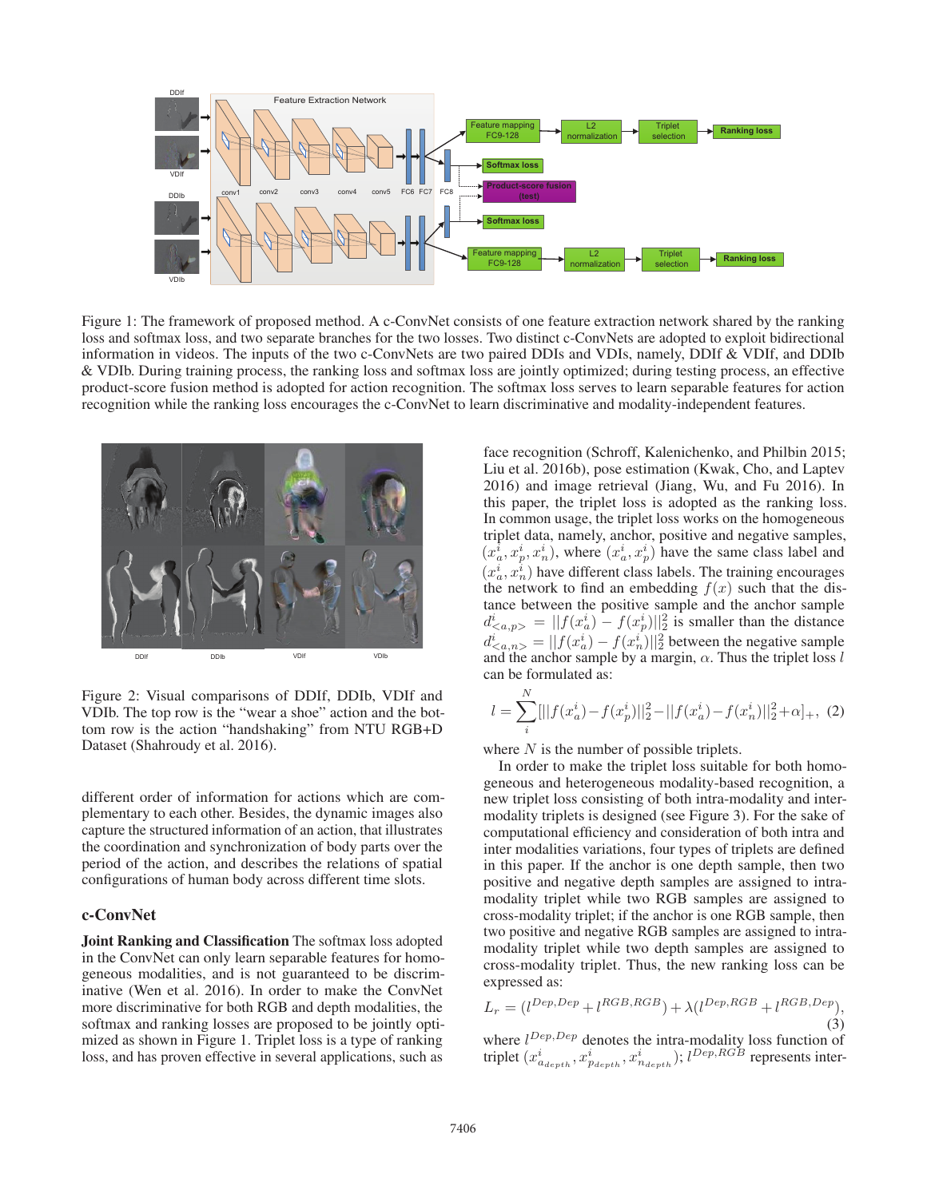Figure 1: The framework of proposed method. A c-ConvNet consists of one feature extraction network shared by the ranking loss and softmax loss, and two separate branches for the two losses. Two distinct c-ConvNets are adopted to exploit bidirectional information in videos. The inputs of the two c-ConvNets are two paired DDIs and VDIs, namely, DDIf & VDIf, and DDIb & VDIb. During training process, the ranking loss and softmax loss are jointly optimized; during testing process, an effective product-score fusion method is adopted for action recognition. The softmax loss serves to learn separable features for action recognition while the ranking loss encourages the c-ConvNet to learn discriminative and modality-independent features.

Figure 2: Visual comparisons of DDIf, DDIb, VDIf and VDIb. The top row is the "wear a shoe" action and the bottom row is the action "handshaking" from NTU RGB+D Dataset (Shahroudy et al. 2016).

different order of information for actions which are complementary to each other. Besides, the dynamic images also capture the structured information of an action, that illustrates the coordination and synchronization of body parts over the period of the action, and describes the relations of spatial configurations of human body across different time slots.

## c-ConvNet

**Joint Ranking and Classification** The softmax loss adopted in the ConvNet can only learn separable features for homogeneous modalities, and is not guaranteed to be discriminative (Wen et al. 2016). In order to make the ConvNet more discriminative for both RGB and depth modalities, the softmax and ranking losses are proposed to be jointly optimized as shown in Figure 1. Triplet loss is a type of ranking loss, and has proven effective in several applications, such as face recognition (Schroff, Kalenichenko, and Philbin 2015; Liu et al. 2016b), pose estimation (Kwak, Cho, and Laptev 2016) and image retrieval (Jiang, Wu, and Fu 2016). In this paper, the triplet loss is adopted as the ranking loss. In common usage, the triplet loss works on the homogeneous triplet data, namely, anchor, positive and negative samples, $(x_a^i, x_p^i, x_n^i)$, where $(x_a^i, x_p^i)$ have the same class label and $(x_a^i, x_n^i)$ have different class labels. The training encourages the network to find an embedding $f(x)$ such that the distance between the positive sample and the anchor sample $d^i_{<a,p>} = ||f(x_a^i) - f(x_p^i)||_2^2$ is smaller than the distance $d^i_{<a,n>} = ||f(x_a^i) - f(x_n^i)||_2^2$ between the negative sample and the anchor sample by a margin, $\alpha$. Thus the triplet loss $l$ can be formulated as:

$$l = \sum_{i}^{N} [||f(x_a^i) - f(x_p^i)||_2^2 - ||f(x_a^i) - f(x_n^i)||_2^2 + \alpha]_+, \quad (2)$$

where $N$ is the number of possible triplets.

In order to make the triplet loss suitable for both homogeneous and heterogeneous modality-based recognition, a new triplet loss consisting of both intra-modality and inter-modality triplets is designed (see Figure 3). For the sake of computational efficiency and consideration of both intra and inter modalities variations, four types of triplets are defined in this paper. If the anchor is one depth sample, then two positive and negative depth samples are assigned to intra-modality triplet while two RGB samples are assigned to cross-modality triplet; if the anchor is one RGB sample, then two positive and negative RGB samples are assigned to intra-modality triplet while two depth samples are assigned to cross-modality triplet. Thus, the new ranking loss can be expressed as:

$$L_r = (l^{Dep,Dep} + l^{RGB,RGB}) + \lambda(l^{Dep,RGB} + l^{RGB,Dep}), \quad (3)$$

where $l^{Dep,Dep}$ denotes the intra-modality loss function of triplet $(x^i_{a_{depth}}, x^i_{p_{depth}}, x^i_{n_{depth}})$; $l^{Dep,RGB}$ represents inter-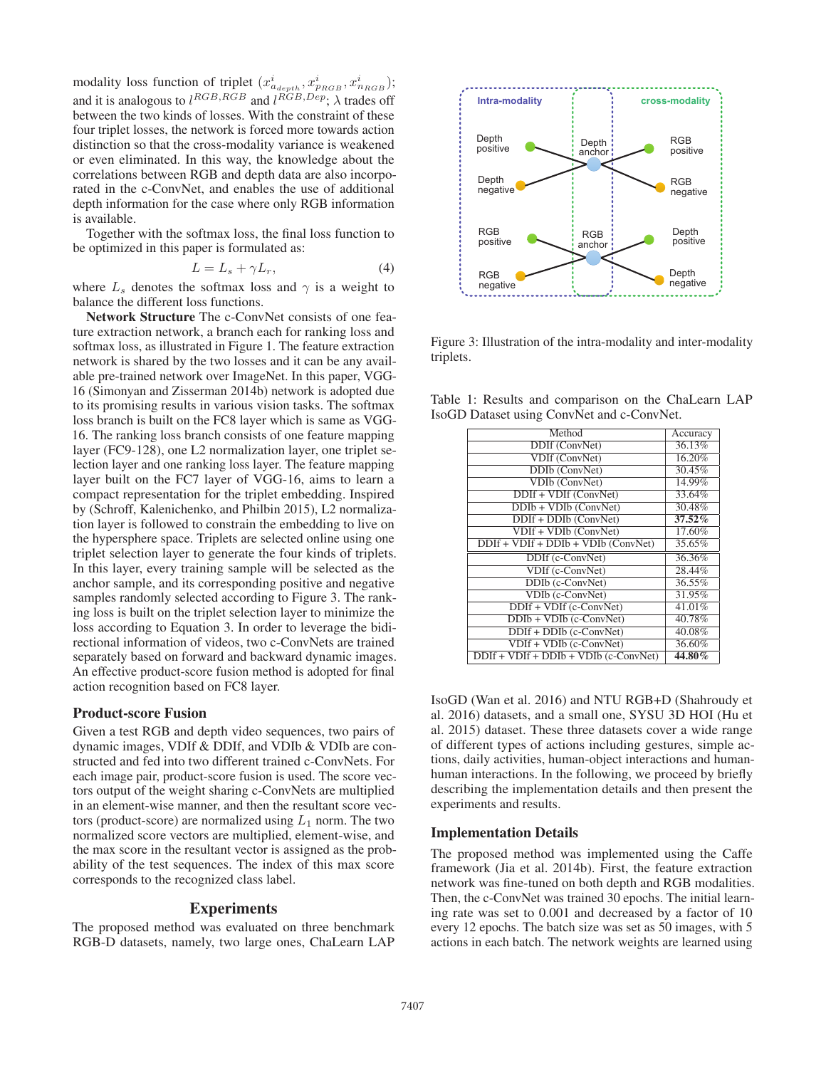modality loss function of triplet $(x^i_{a_{depth}}, x^i_{p_{RGB}}, x^i_{n_{RGB}})$; and it is analogous to $l^{RGB,RGB}$ and $l^{RGB,Dep}$; $\lambda$ trades off between the two kinds of losses. With the constraint of these four triplet losses, the network is forced more towards action distinction so that the cross-modality variance is weakened or even eliminated. In this way, the knowledge about the correlations between RGB and depth data are also incorporated in the c-ConvNet, and enables the use of additional depth information for the case where only RGB information is available.

Together with the softmax loss, the final loss function to be optimized in this paper is formulated as:

$$L = L_s + \gamma L_r, \tag{4}$$

where $L_s$ denotes the softmax loss and $\gamma$ is a weight to balance the different loss functions.

**Network Structure** The c-ConvNet consists of one feature extraction network, a branch each for ranking loss and softmax loss, as illustrated in Figure 1. The feature extraction network is shared by the two losses and it can be any available pre-trained network over ImageNet. In this paper, VGG-16 (Simonyan and Zisserman 2014b) network is adopted due to its promising results in various vision tasks. The softmax loss branch is built on the FC8 layer which is same as VGG-16. The ranking loss branch consists of one feature mapping layer (FC9-128), one L2 normalization layer, one triplet selection layer and one ranking loss layer. The feature mapping layer built on the FC7 layer of VGG-16, aims to learn a compact representation for the triplet embedding. Inspired by (Schroff, Kalenichenko, and Philbin 2015), L2 normalization layer is followed to constrain the embedding to live on the hypersphere space. Triplets are selected online using one triplet selection layer to generate the four kinds of triplets. In this layer, every training sample will be selected as the anchor sample, and its corresponding positive and negative samples randomly selected according to Figure 3. The ranking loss is built on the triplet selection layer to minimize the loss according to Equation 3. In order to leverage the bidirectional information of videos, two c-ConvNets are trained separately based on forward and backward dynamic images. An effective product-score fusion method is adopted for final action recognition based on FC8 layer.

## Product-score Fusion

Given a test RGB and depth video sequences, two pairs of dynamic images, VDIf & DDIf, and VDIb & VDIb are constructed and fed into two different trained c-ConvNets. For each image pair, product-score fusion is used. The score vectors output of the weight sharing c-ConvNets are multiplied in an element-wise manner, and then the resultant score vectors (product-score) are normalized using $L_1$ norm. The two normalized score vectors are multiplied, element-wise, and the max score in the resultant vector is assigned as the probability of the test sequences. The index of this max score corresponds to the recognized class label.

## Experiments

The proposed method was evaluated on three benchmark RGB-D datasets, namely, two large ones, ChaLearn LAP IsoGD (Wan et al. 2016) and NTU RGB+D (Shahroudy et al. 2016) datasets, and a small one, SYSU 3D HOI (Hu et al. 2015) dataset. These three datasets cover a wide range of different types of actions including gestures, simple actions, daily activities, human-object interactions and human-human interactions. In the following, we proceed by briefly describing the implementation details and then present the experiments and results.

Figure 3: Illustration of the intra-modality and inter-modality triplets.

Table 1: Results and comparison on the ChaLearn LAP IsoGD Dataset using ConvNet and c-ConvNet.

| Method | Accuracy |
|---|---|
| DDIf (ConvNet) | 36.13% |
| VDIf (ConvNet) | 16.20% |
| DDIb (ConvNet) | 30.45% |
| VDIb (ConvNet) | 14.99% |
| DDIf + VDIf (ConvNet) | 33.64% |
| DDIb + VDIb (ConvNet) | 30.48% |
| DDIf + DDIb (ConvNet) | **37.52%** |
| VDIf + VDIb (ConvNet) | 17.60% |
| DDIf + VDIf + DDIb + VDIb (ConvNet) | 35.65% |
| DDIf (c-ConvNet) | 36.36% |
| VDIf (c-ConvNet) | 28.44% |
| DDIb (c-ConvNet) | 36.55% |
| VDIb (c-ConvNet) | 31.95% |
| DDIf + VDIf (c-ConvNet) | 41.01% |
| DDIb + VDIb (c-ConvNet) | 40.78% |
| DDIf + DDIb (c-ConvNet) | 40.08% |
| VDIf + VDIb (c-ConvNet) | 36.60% |
| DDIf + VDIf + DDIb + VDIb (c-ConvNet) | **44.80%** |

## Implementation Details

The proposed method was implemented using the Caffe framework (Jia et al. 2014b). First, the feature extraction network was fine-tuned on both depth and RGB modalities. Then, the c-ConvNet was trained 30 epochs. The initial learning rate was set to 0.001 and decreased by a factor of 10 every 12 epochs. The batch size was set as 50 images, with 5 actions in each batch. The network weights are learned using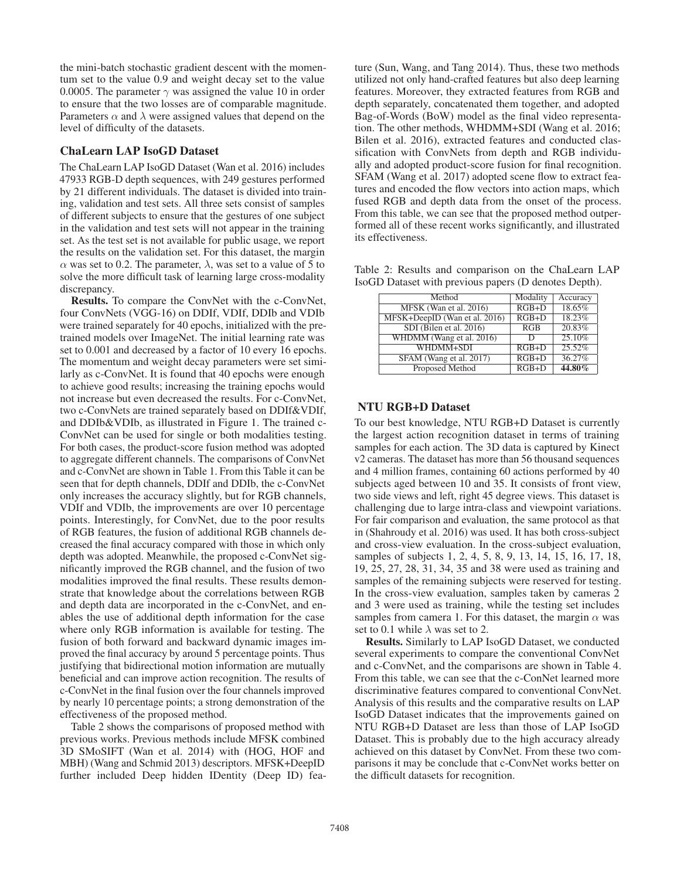the mini-batch stochastic gradient descent with the momentum set to the value 0.9 and weight decay set to the value 0.0005. The parameter $\gamma$ was assigned the value 10 in order to ensure that the two losses are of comparable magnitude. Parameters $\alpha$ and $\lambda$ were assigned values that depend on the level of difficulty of the datasets.

## ChaLearn LAP IsoGD Dataset

The ChaLearn LAP IsoGD Dataset (Wan et al. 2016) includes 47933 RGB-D depth sequences, with 249 gestures performed by 21 different individuals. The dataset is divided into training, validation and test sets. All three sets consist of samples of different subjects to ensure that the gestures of one subject in the validation and test sets will not appear in the training set. As the test set is not available for public usage, we report the results on the validation set. For this dataset, the margin $\alpha$ was set to 0.2. The parameter, $\lambda$, was set to a value of 5 to solve the more difficult task of learning large cross-modality discrepancy.

**Results.** To compare the ConvNet with the c-ConvNet, four ConvNets (VGG-16) on DDIf, VDIf, DDIb and VDIb were trained separately for 40 epochs, initialized with the pre-trained models over ImageNet. The initial learning rate was set to 0.001 and decreased by a factor of 10 every 16 epochs. The momentum and weight decay parameters were set similarly as c-ConvNet. It is found that 40 epochs were enough to achieve good results; increasing the training epochs would not increase but even decreased the results. For c-ConvNet, two c-ConvNets are trained separately based on DDIf&VDIf, and DDIb&VDIb, as illustrated in Figure 1. The trained c-ConvNet can be used for single or both modalities testing. For both cases, the product-score fusion method was adopted to aggregate different channels. The comparisons of ConvNet and c-ConvNet are shown in Table 1. From this Table it can be seen that for depth channels, DDIf and DDIb, the c-ConvNet only increases the accuracy slightly, but for RGB channels, VDIf and VDIb, the improvements are over 10 percentage points. Interestingly, for ConvNet, due to the poor results of RGB features, the fusion of additional RGB channels decreased the final accuracy compared with those in which only depth was adopted. Meanwhile, the proposed c-ConvNet significantly improved the RGB channel, and the fusion of two modalities improved the final results. These results demonstrate that knowledge about the correlations between RGB and depth data are incorporated in the c-ConvNet, and enables the use of additional depth information for the case where only RGB information is available for testing. The fusion of both forward and backward dynamic images improved the final accuracy by around 5 percentage points. Thus justifying that bidirectional motion information are mutually beneficial and can improve action recognition. The results of c-ConvNet in the final fusion over the four channels improved by nearly 10 percentage points; a strong demonstration of the effectiveness of the proposed method.

Table 2 shows the comparisons of proposed method with previous works. Previous methods include MFSK combined 3D SMoSIFT (Wan et al. 2014) with (HOG, HOF and MBH) (Wang and Schmid 2013) descriptors. MFSK+DeepID further included Deep hidden IDentity (Deep ID) feature (Sun, Wang, and Tang 2014). Thus, these two methods utilized not only hand-crafted features but also deep learning features. Moreover, they extracted features from RGB and depth separately, concatenated them together, and adopted Bag-of-Words (BoW) model as the final video representation. The other methods, WHDMM+SDI (Wang et al. 2016; Bilen et al. 2016), extracted features and conducted classification with ConvNets from depth and RGB individually and adopted product-score fusion for final recognition. SFAM (Wang et al. 2017) adopted scene flow to extract features and encoded the flow vectors into action maps, which fused RGB and depth data from the onset of the process. From this table, we can see that the proposed method outperformed all of these recent works significantly, and illustrated its effectiveness.

Table 2: Results and comparison on the ChaLearn LAP IsoGD Dataset with previous papers (D denotes Depth).

| Method | Modality | Accuracy |
| --- | --- | --- |
| MFSK (Wan et al. 2016) | RGB+D | 18.65% |
| MFSK+DeepID (Wan et al. 2016) | RGB+D | 18.23% |
| SDI (Bilen et al. 2016) | RGB | 20.83% |
| WHDMM (Wang et al. 2016) | D | 25.10% |
| WHDMM+SDI | RGB+D | 25.52% |
| SFAM (Wang et al. 2017) | RGB+D | 36.27% |
| Proposed Method | RGB+D | **44.80%** |

## NTU RGB+D Dataset

To our best knowledge, NTU RGB+D Dataset is currently the largest action recognition dataset in terms of training samples for each action. The 3D data is captured by Kinect v2 cameras. The dataset has more than 56 thousand sequences and 4 million frames, containing 60 actions performed by 40 subjects aged between 10 and 35. It consists of front view, two side views and left, right 45 degree views. This dataset is challenging due to large intra-class and viewpoint variations. For fair comparison and evaluation, the same protocol as that in (Shahroudy et al. 2016) was used. It has both cross-subject and cross-view evaluation. In the cross-subject evaluation, samples of subjects 1, 2, 4, 5, 8, 9, 13, 14, 15, 16, 17, 18, 19, 25, 27, 28, 31, 34, 35 and 38 were used as training and samples of the remaining subjects were reserved for testing. In the cross-view evaluation, samples taken by cameras 2 and 3 were used as training, while the testing set includes samples from camera 1. For this dataset, the margin $\alpha$ was set to 0.1 while $\lambda$ was set to 2.

**Results.** Similarly to LAP IsoGD Dataset, we conducted several experiments to compare the conventional ConvNet and c-ConvNet, and the comparisons are shown in Table 4. From this table, we can see that the c-ConNet learned more discriminative features compared to conventional ConvNet. Analysis of this results and the comparative results on LAP IsoGD Dataset indicates that the improvements gained on NTU RGB+D Dataset are less than those of LAP IsoGD Dataset. This is probably due to the high accuracy already achieved on this dataset by ConvNet. From these two comparisons it may be conclude that c-ConvNet works better on the difficult datasets for recognition.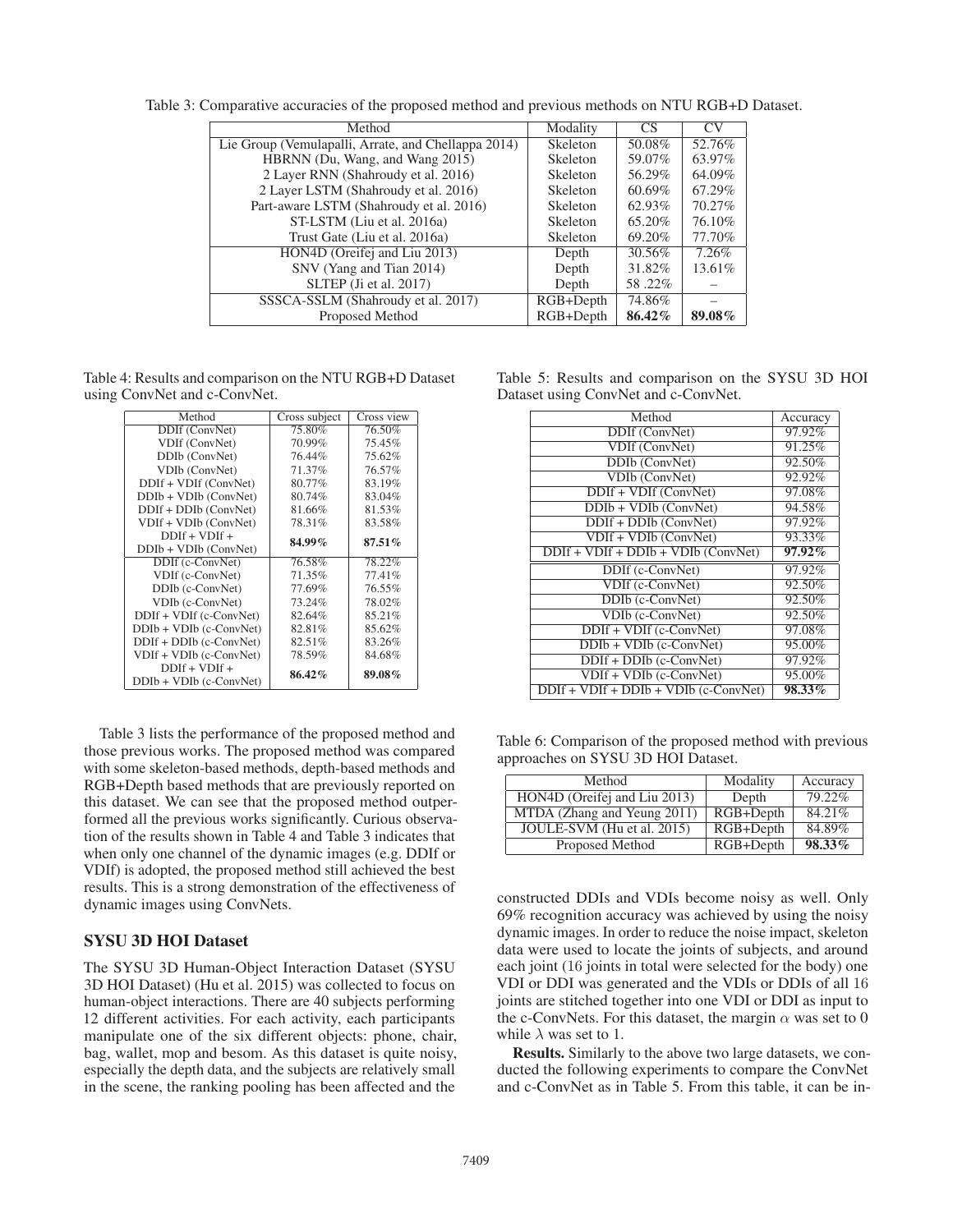Table 3: Comparative accuracies of the proposed method and previous methods on NTU RGB+D Dataset.

| Method | Modality | CS | CV |
|---|---|---|---|
| Lie Group (Vemulapalli, Arrate, and Chellappa 2014) | Skeleton | 50.08% | 52.76% |
| HBRNN (Du, Wang, and Wang 2015) | Skeleton | 59.07% | 63.97% |
| 2 Layer RNN (Shahroudy et al. 2016) | Skeleton | 56.29% | 64.09% |
| 2 Layer LSTM (Shahroudy et al. 2016) | Skeleton | 60.69% | 67.29% |
| Part-aware LSTM (Shahroudy et al. 2016) | Skeleton | 62.93% | 70.27% |
| ST-LSTM (Liu et al. 2016a) | Skeleton | 65.20% | 76.10% |
| Trust Gate (Liu et al. 2016a) | Skeleton | 69.20% | 77.70% |
| HON4D (Oreifej and Liu 2013) | Depth | 30.56% | 7.26% |
| SNV (Yang and Tian 2014) | Depth | 31.82% | 13.61% |
| SLTEP (Ji et al. 2017) | Depth | 58 .22% | – |
| SSSCA-SSLM (Shahroudy et al. 2017) | RGB+Depth | 74.86% | – |
| Proposed Method | RGB+Depth | **86.42%** | **89.08%** |

Table 4: Results and comparison on the NTU RGB+D Dataset using ConvNet and c-ConvNet.

| Method | Cross subject | Cross view |
|---|---|---|
| DDIf (ConvNet) | 75.80% | 76.50% |
| VDIf (ConvNet) | 70.99% | 75.45% |
| DDIb (ConvNet) | 76.44% | 75.62% |
| VDIb (ConvNet) | 71.37% | 76.57% |
| DDIf + VDIf (ConvNet) | 80.77% | 83.19% |
| DDIb + VDIb (ConvNet) | 80.74% | 83.04% |
| DDIf + DDIb (ConvNet) | 81.66% | 81.53% |
| VDIf + VDIb (ConvNet) | 78.31% | 83.58% |
| DDIf + VDIf + DDIb + VDIb (ConvNet) | **84.99%** | **87.51%** |
| DDIf (c-ConvNet) | 76.58% | 78.22% |
| VDIf (c-ConvNet) | 71.35% | 77.41% |
| DDIb (c-ConvNet) | 77.69% | 76.55% |
| VDIb (c-ConvNet) | 73.24% | 78.02% |
| DDIf + VDIf (c-ConvNet) | 82.64% | 85.21% |
| DDIb + VDIb (c-ConvNet) | 82.81% | 85.62% |
| DDIf + DDIb (c-ConvNet) | 82.51% | 83.26% |
| VDIf + VDIb (c-ConvNet) | 78.59% | 84.68% |
| DDIf + VDIf + DDIb + VDIb (c-ConvNet) | **86.42%** | **89.08%** |

Table 3 lists the performance of the proposed method and those previous works. The proposed method was compared with some skeleton-based methods, depth-based methods and RGB+Depth based methods that are previously reported on this dataset. We can see that the proposed method outperformed all the previous works significantly. Curious observation of the results shown in Table 4 and Table 3 indicates that when only one channel of the dynamic images (e.g. DDIf or VDIf) is adopted, the proposed method still achieved the best results. This is a strong demonstration of the effectiveness of dynamic images using ConvNets.

### SYSU 3D HOI Dataset

The SYSU 3D Human-Object Interaction Dataset (SYSU 3D HOI Dataset) (Hu et al. 2015) was collected to focus on human-object interactions. There are 40 subjects performing 12 different activities. For each activity, each participants manipulate one of the six different objects: phone, chair, bag, wallet, mop and besom. As this dataset is quite noisy, especially the depth data, and the subjects are relatively small in the scene, the ranking pooling has been affected and the constructed DDIs and VDIs become noisy as well. Only 69% recognition accuracy was achieved by using the noisy dynamic images. In order to reduce the noise impact, skeleton data were used to locate the joints of subjects, and around each joint (16 joints in total were selected for the body) one VDI or DDI was generated and the VDIs or DDIs of all 16 joints are stitched together into one VDI or DDI as input to the c-ConvNets. For this dataset, the margin $\alpha$ was set to 0 while $\lambda$ was set to 1.

Table 5: Results and comparison on the SYSU 3D HOI Dataset using ConvNet and c-ConvNet.

| Method | Accuracy |
|---|---|
| DDIf (ConvNet) | 97.92% |
| VDIf (ConvNet) | 91.25% |
| DDIb (ConvNet) | 92.50% |
| VDIb (ConvNet) | 92.92% |
| DDIf + VDIf (ConvNet) | 97.08% |
| DDIb + VDIb (ConvNet) | 94.58% |
| DDIf + DDIb (ConvNet) | 97.92% |
| VDIf + VDIb (ConvNet) | 93.33% |
| DDIf + VDIf + DDIb + VDIb (ConvNet) | **97.92%** |
| DDIf (c-ConvNet) | 97.92% |
| VDIf (c-ConvNet) | 92.50% |
| DDIb (c-ConvNet) | 92.50% |
| VDIb (c-ConvNet) | 92.50% |
| DDIf + VDIf (c-ConvNet) | 97.08% |
| DDIb + VDIb (c-ConvNet) | 95.00% |
| DDIf + DDIb (c-ConvNet) | 97.92% |
| VDIf + VDIb (c-ConvNet) | 95.00% |
| DDIf + VDIf + DDIb + VDIb (c-ConvNet) | **98.33%** |

Table 6: Comparison of the proposed method with previous approaches on SYSU 3D HOI Dataset.

| Method | Modality | Accuracy |
|---|---|---|
| HON4D (Oreifej and Liu 2013) | Depth | 79.22% |
| MTDA (Zhang and Yeung 2011) | RGB+Depth | 84.21% |
| JOULE-SVM (Hu et al. 2015) | RGB+Depth | 84.89% |
| Proposed Method | RGB+Depth | **98.33%** |

**Results.** Similarly to the above two large datasets, we conducted the following experiments to compare the ConvNet and c-ConvNet as in Table 5. From this table, it can be in-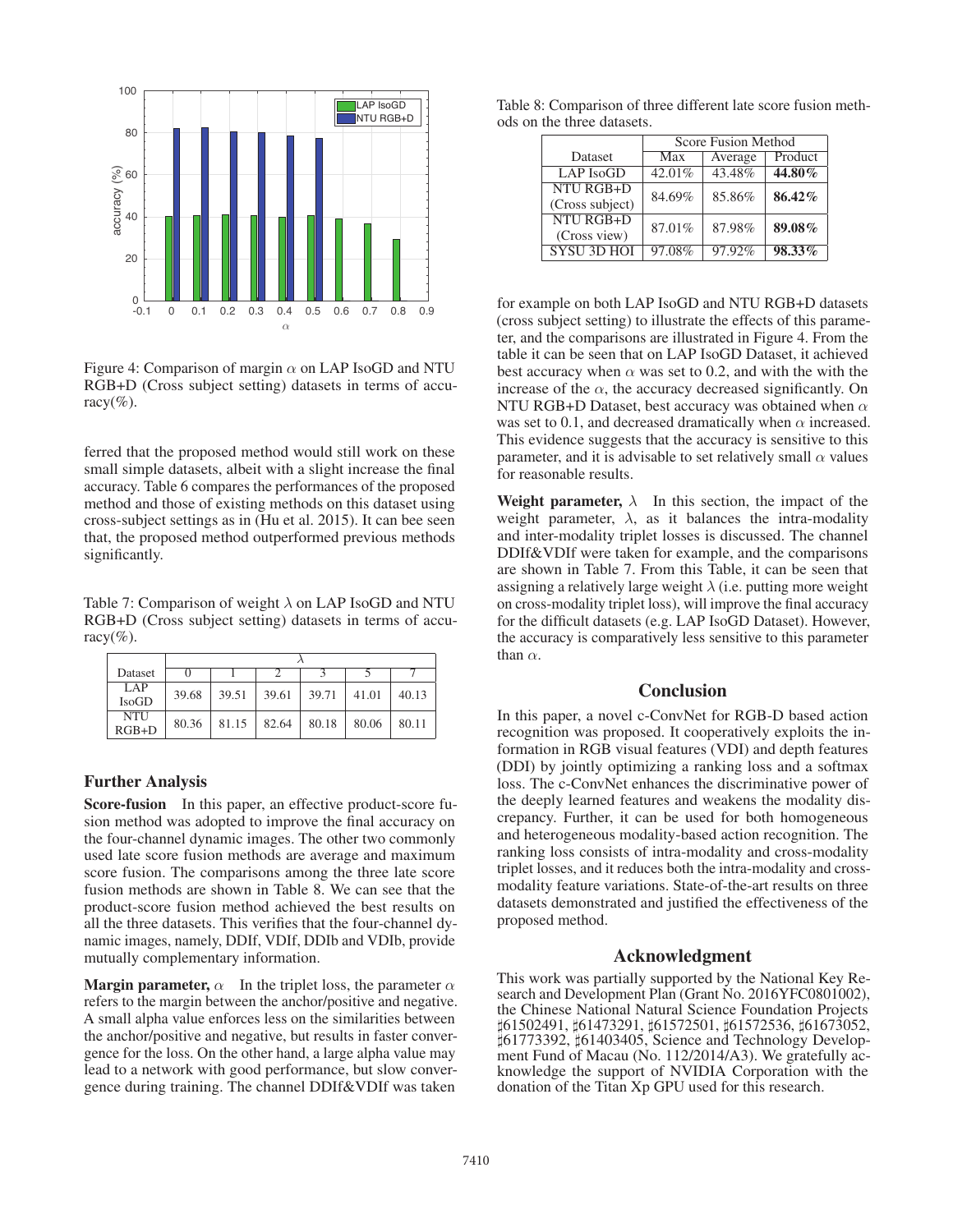Figure 4: Comparison of margin $\alpha$ on LAP IsoGD and NTU RGB+D (Cross subject setting) datasets in terms of accuracy(%).

ferred that the proposed method would still work on these small simple datasets, albeit with a slight increase the final accuracy. Table 6 compares the performances of the proposed method and those of existing methods on this dataset using cross-subject settings as in (Hu et al. 2015). It can bee seen that, the proposed method outperformed previous methods significantly.

Table 7: Comparison of weight $\lambda$ on LAP IsoGD and NTU RGB+D (Cross subject setting) datasets in terms of accuracy(%).

| Dataset | $\lambda$ | | | | | |
|---|---|---|---|---|---|---|
| | 0 | 1 | 2 | 3 | 5 | 7 |
| LAP IsoGD | 39.68 | 39.51 | 39.61 | 39.71 | 41.01 | 40.13 |
| NTU RGB+D | 80.36 | 81.15 | 82.64 | 80.18 | 80.06 | 80.11 |

## Further Analysis

**Score-fusion** In this paper, an effective product-score fusion method was adopted to improve the final accuracy on the four-channel dynamic images. The other two commonly used late score fusion methods are average and maximum score fusion. The comparisons among the three late score fusion methods are shown in Table 8. We can see that the product-score fusion method achieved the best results on all the three datasets. This verifies that the four-channel dynamic images, namely, DDIf, VDIf, DDIb and VDIb, provide mutually complementary information.

**Margin parameter,** $\alpha$ In the triplet loss, the parameter $\alpha$ refers to the margin between the anchor/positive and negative. A small alpha value enforces less on the similarities between the anchor/positive and negative, but results in faster convergence for the loss. On the other hand, a large alpha value may lead to a network with good performance, but slow convergence during training. The channel DDIf&VDIf was taken for example on both LAP IsoGD and NTU RGB+D datasets (cross subject setting) to illustrate the effects of this parameter, and the comparisons are illustrated in Figure 4. From the table it can be seen that on LAP IsoGD Dataset, it achieved best accuracy when $\alpha$ was set to 0.2, and with the with the increase of the $\alpha$, the accuracy decreased significantly. On NTU RGB+D Dataset, best accuracy was obtained when $\alpha$ was set to 0.1, and decreased dramatically when $\alpha$ increased. This evidence suggests that the accuracy is sensitive to this parameter, and it is advisable to set relatively small $\alpha$ values for reasonable results.

Table 8: Comparison of three different late score fusion methods on the three datasets.

| Dataset | Score Fusion Method | | |
|---|---|---|---|
| | Max | Average | Product |
| LAP IsoGD | 42.01% | 43.48% | **44.80%** |
| NTU RGB+D (Cross subject) | 84.69% | 85.86% | **86.42%** |
| NTU RGB+D (Cross view) | 87.01% | 87.98% | **89.08%** |
| SYSU 3D HOI | 97.08% | 97.92% | **98.33%** |

**Weight parameter,** $\lambda$ In this section, the impact of the weight parameter, $\lambda$, as it balances the intra-modality and inter-modality triplet losses is discussed. The channel DDIf&VDIf were taken for example, and the comparisons are shown in Table 7. From this Table, it can be seen that assigning a relatively large weight $\lambda$ (i.e. putting more weight on cross-modality triplet loss), will improve the final accuracy for the difficult datasets (e.g. LAP IsoGD Dataset). However, the accuracy is comparatively less sensitive to this parameter than $\alpha$.

## Conclusion

In this paper, a novel c-ConvNet for RGB-D based action recognition was proposed. It cooperatively exploits the information in RGB visual features (VDI) and depth features (DDI) by jointly optimizing a ranking loss and a softmax loss. The c-ConvNet enhances the discriminative power of the deeply learned features and weakens the modality discrepancy. Further, it can be used for both homogeneous and heterogeneous modality-based action recognition. The ranking loss consists of intra-modality and cross-modality triplet losses, and it reduces both the intra-modality and cross-modality feature variations. State-of-the-art results on three datasets demonstrated and justified the effectiveness of the proposed method.

## Acknowledgment

This work was partially supported by the National Key Research and Development Plan (Grant No. 2016YFC0801002), the Chinese National Natural Science Foundation Projects ♯61502491, ♯61473291, ♯61572501, ♯61572536, ♯61673052, ♯61773392, ♯61403405, Science and Technology Development Fund of Macau (No. 112/2014/A3). We gratefully acknowledge the support of NVIDIA Corporation with the donation of the Titan Xp GPU used for this research.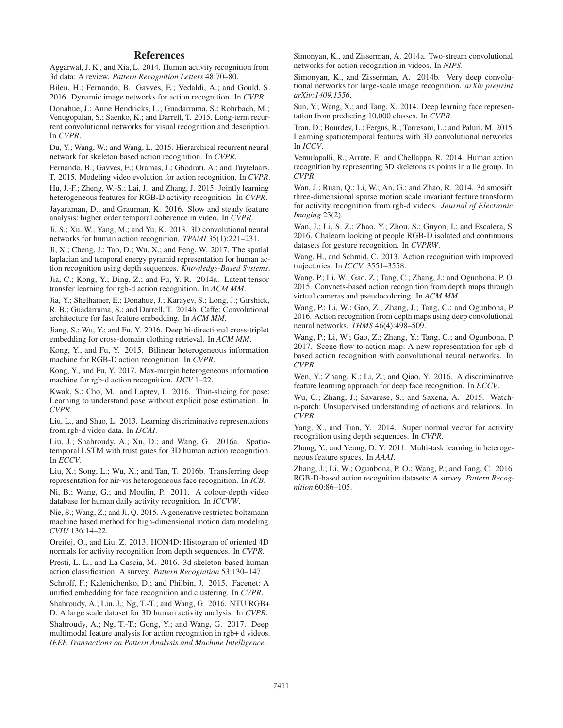## References

Aggarwal, J. K., and Xia, L. 2014. Human activity recognition from 3d data: A review. *Pattern Recognition Letters* 48:70–80.

Bilen, H.; Fernando, B.; Gavves, E.; Vedaldi, A.; and Gould, S. 2016. Dynamic image networks for action recognition. In *CVPR*.

Donahue, J.; Anne Hendricks, L.; Guadarrama, S.; Rohrbach, M.; Venugopalan, S.; Saenko, K.; and Darrell, T. 2015. Long-term recurrent convolutional networks for visual recognition and description. In *CVPR*.

Du, Y.; Wang, W.; and Wang, L. 2015. Hierarchical recurrent neural network for skeleton based action recognition. In *CVPR*.

Fernando, B.; Gavves, E.; Oramas, J.; Ghodrati, A.; and Tuytelaars, T. 2015. Modeling video evolution for action recognition. In *CVPR*.

Hu, J.-F.; Zheng, W.-S.; Lai, J.; and Zhang, J. 2015. Jointly learning heterogeneous features for RGB-D activity recognition. In *CVPR*.

Jayaraman, D., and Grauman, K. 2016. Slow and steady feature analysis: higher order temporal coherence in video. In *CVPR*.

Ji, S.; Xu, W.; Yang, M.; and Yu, K. 2013. 3D convolutional neural networks for human action recognition. *TPAMI* 35(1):221–231.

Ji, X.; Cheng, J.; Tao, D.; Wu, X.; and Feng, W. 2017. The spatial laplacian and temporal energy pyramid representation for human action recognition using depth sequences. *Knowledge-Based Systems*.

Jia, C.; Kong, Y.; Ding, Z.; and Fu, Y. R. 2014a. Latent tensor transfer learning for rgb-d action recognition. In *ACM MM*.

Jia, Y.; Shelhamer, E.; Donahue, J.; Karayev, S.; Long, J.; Girshick, R. B.; Guadarrama, S.; and Darrell, T. 2014b. Caffe: Convolutional architecture for fast feature embedding. In *ACM MM*.

Jiang, S.; Wu, Y.; and Fu, Y. 2016. Deep bi-directional cross-triplet embedding for cross-domain clothing retrieval. In *ACM MM*.

Kong, Y., and Fu, Y. 2015. Bilinear heterogeneous information machine for RGB-D action recognition. In *CVPR*.

Kong, Y., and Fu, Y. 2017. Max-margin heterogeneous information machine for rgb-d action recognition. *IJCV* 1–22.

Kwak, S.; Cho, M.; and Laptev, I. 2016. Thin-slicing for pose: Learning to understand pose without explicit pose estimation. In *CVPR*.

Liu, L., and Shao, L. 2013. Learning discriminative representations from rgb-d video data. In *IJCAI*.

Liu, J.; Shahroudy, A.; Xu, D.; and Wang, G. 2016a. Spatio-temporal LSTM with trust gates for 3D human action recognition. In *ECCV*.

Liu, X.; Song, L.; Wu, X.; and Tan, T. 2016b. Transferring deep representation for nir-vis heterogeneous face recognition. In *ICB*.

Ni, B.; Wang, G.; and Moulin, P. 2011. A colour-depth video database for human daily activity recognition. In *ICCVW*.

Nie, S.; Wang, Z.; and Ji, Q. 2015. A generative restricted boltzmann machine based method for high-dimensional motion data modeling. *CVIU* 136:14–22.

Oreifej, O., and Liu, Z. 2013. HON4D: Histogram of oriented 4D normals for activity recognition from depth sequences. In *CVPR*.

Presti, L. L., and La Cascia, M. 2016. 3d skeleton-based human action classification: A survey. *Pattern Recognition* 53:130–147.

Schroff, F.; Kalenichenko, D.; and Philbin, J. 2015. Facenet: A unified embedding for face recognition and clustering. In *CVPR*.

Shahroudy, A.; Liu, J.; Ng, T.-T.; and Wang, G. 2016. NTU RGB+D: A large scale dataset for 3D human activity analysis. In *CVPR*.

Shahroudy, A.; Ng, T.-T.; Gong, Y.; and Wang, G. 2017. Deep multimodal feature analysis for action recognition in rgb+ d videos. *IEEE Transactions on Pattern Analysis and Machine Intelligence*.

Simonyan, K., and Zisserman, A. 2014a. Two-stream convolutional networks for action recognition in videos. In *NIPS*.

Simonyan, K., and Zisserman, A. 2014b. Very deep convolutional networks for large-scale image recognition. *arXiv preprint arXiv:1409.1556*.

Sun, Y.; Wang, X.; and Tang, X. 2014. Deep learning face representation from predicting 10,000 classes. In *CVPR*.

Tran, D.; Bourdev, L.; Fergus, R.; Torresani, L.; and Paluri, M. 2015. Learning spatiotemporal features with 3D convolutional networks. In *ICCV*.

Vemulapalli, R.; Arrate, F.; and Chellappa, R. 2014. Human action recognition by representing 3D skeletons as points in a lie group. In *CVPR*.

Wan, J.; Ruan, Q.; Li, W.; An, G.; and Zhao, R. 2014. 3d smosift: three-dimensional sparse motion scale invariant feature transform for activity recognition from rgb-d videos. *Journal of Electronic Imaging* 23(2).

Wan, J.; Li, S. Z.; Zhao, Y.; Zhou, S.; Guyon, I.; and Escalera, S. 2016. Chalearn looking at people RGB-D isolated and continuous datasets for gesture recognition. In *CVPRW*.

Wang, H., and Schmid, C. 2013. Action recognition with improved trajectories. In *ICCV*, 3551–3558.

Wang, P.; Li, W.; Gao, Z.; Tang, C.; Zhang, J.; and Ogunbona, P. O. 2015. Convnets-based action recognition from depth maps through virtual cameras and pseudocoloring. In *ACM MM*.

Wang, P.; Li, W.; Gao, Z.; Zhang, J.; Tang, C.; and Ogunbona, P. 2016. Action recognition from depth maps using deep convolutional neural networks. *THMS* 46(4):498–509.

Wang, P.; Li, W.; Gao, Z.; Zhang, Y.; Tang, C.; and Ogunbona, P. 2017. Scene flow to action map: A new representation for rgb-d based action recognition with convolutional neural networks. In *CVPR*.

Wen, Y.; Zhang, K.; Li, Z.; and Qiao, Y. 2016. A discriminative feature learning approach for deep face recognition. In *ECCV*.

Wu, C.; Zhang, J.; Savarese, S.; and Saxena, A. 2015. Watch-n-patch: Unsupervised understanding of actions and relations. In *CVPR*.

Yang, X., and Tian, Y. 2014. Super normal vector for activity recognition using depth sequences. In *CVPR*.

Zhang, Y., and Yeung, D. Y. 2011. Multi-task learning in heterogeneous feature spaces. In *AAAI*.

Zhang, J.; Li, W.; Ogunbona, P. O.; Wang, P.; and Tang, C. 2016. RGB-D-based action recognition datasets: A survey. *Pattern Recognition* 60:86–105.